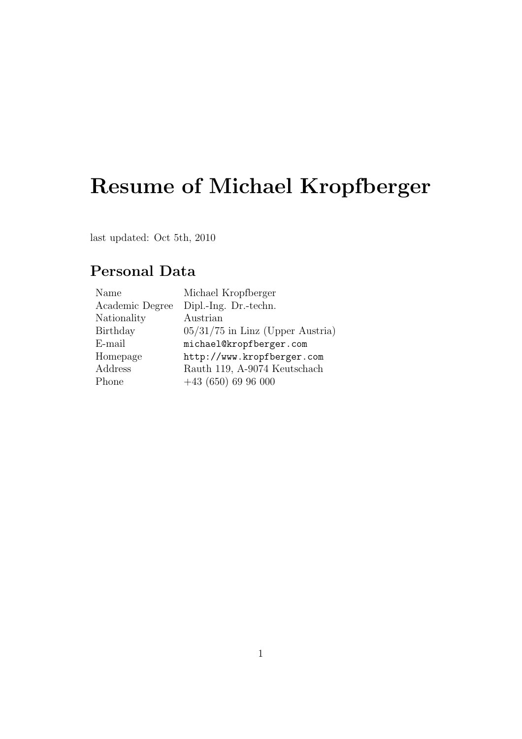# Resume of Michael Kropfberger

last updated: Oct 5th, 2010

## Personal Data

| | |
|---|---|
| Name | Michael Kropfberger |
| Academic Degree | Dipl.-Ing. Dr.-techn. |
| Nationality | Austrian |
| Birthday | 05/31/75 in Linz (Upper Austria) |
| E-mail | michael@kropfberger.com |
| Homepage | http://www.kropfberger.com |
| Address | Rauth 119, A-9074 Keutschach |
| Phone | +43 (650) 69 96 000 |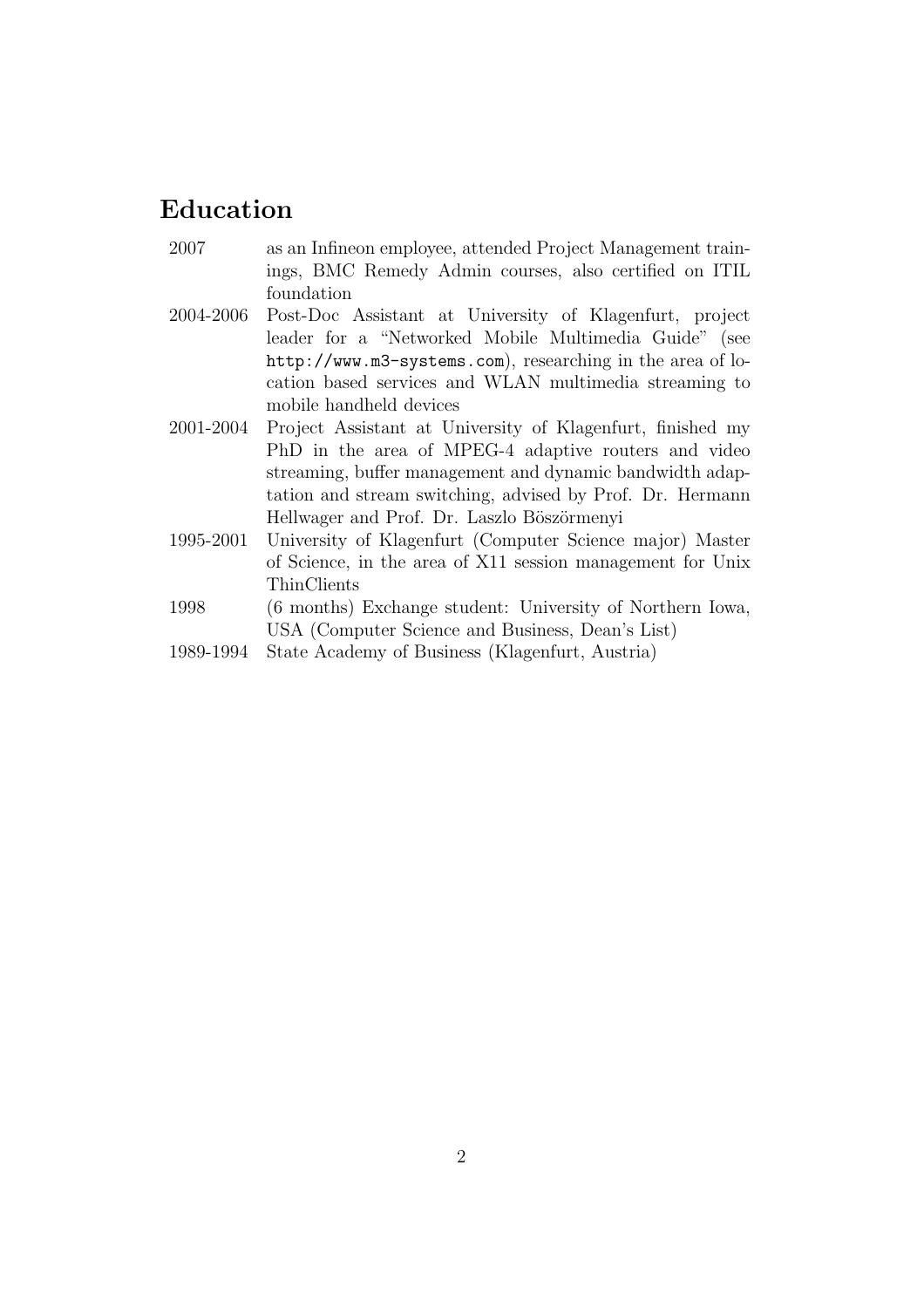## Education

| | |
|---|---|
| 2007 | as an Infineon employee, attended Project Management trainings, BMC Remedy Admin courses, also certified on ITIL foundation |
| 2004-2006 | Post-Doc Assistant at University of Klagenfurt, project leader for a "Networked Mobile Multimedia Guide" (see `http://www.m3-systems.com`), researching in the area of location based services and WLAN multimedia streaming to mobile handheld devices |
| 2001-2004 | Project Assistant at University of Klagenfurt, finished my PhD in the area of MPEG-4 adaptive routers and video streaming, buffer management and dynamic bandwidth adaptation and stream switching, advised by Prof. Dr. Hermann Hellwager and Prof. Dr. Laszlo Böszörmenyi |
| 1995-2001 | University of Klagenfurt (Computer Science major) Master of Science, in the area of X11 session management for Unix ThinClients |
| 1998 | (6 months) Exchange student: University of Northern Iowa, USA (Computer Science and Business, Dean's List) |
| 1989-1994 | State Academy of Business (Klagenfurt, Austria) |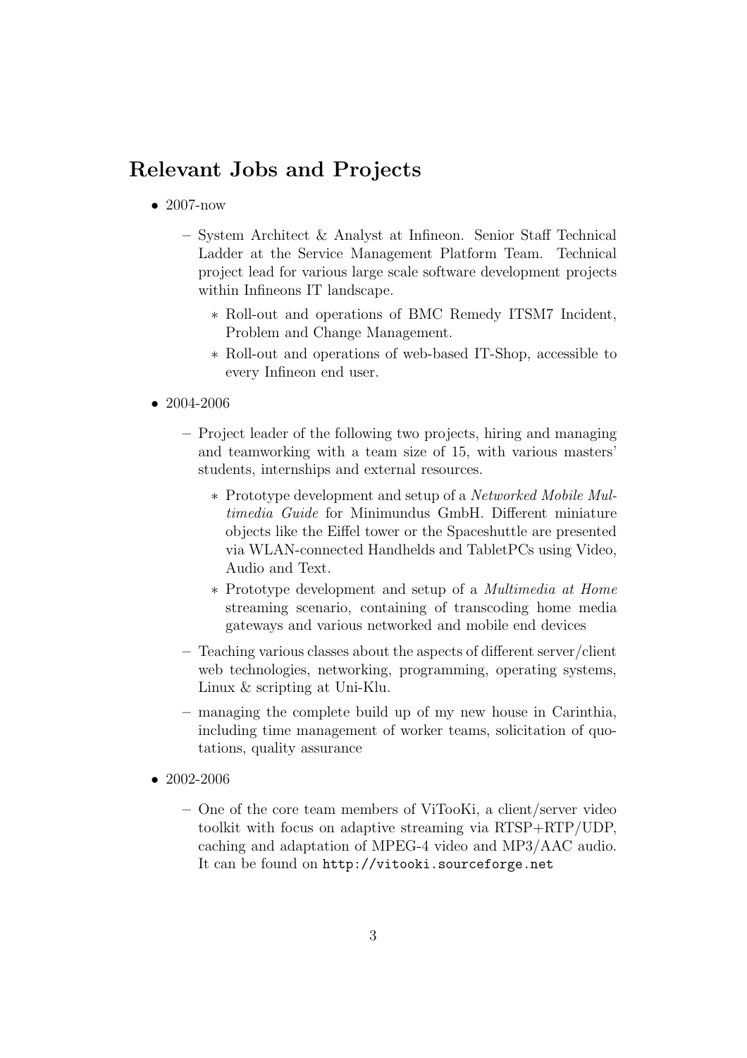## Relevant Jobs and Projects

- 2007-now
  - System Architect & Analyst at Infineon. Senior Staff Technical Ladder at the Service Management Platform Team. Technical project lead for various large scale software development projects within Infineons IT landscape.
    - Roll-out and operations of BMC Remedy ITSM7 Incident, Problem and Change Management.
    - Roll-out and operations of web-based IT-Shop, accessible to every Infineon end user.
- 2004-2006
  - Project leader of the following two projects, hiring and managing and teamworking with a team size of 15, with various masters' students, internships and external resources.
    - Prototype development and setup of a *Networked Mobile Multimedia Guide* for Minimundus GmbH. Different miniature objects like the Eiffel tower or the Spaceshuttle are presented via WLAN-connected Handhelds and TabletPCs using Video, Audio and Text.
    - Prototype development and setup of a *Multimedia at Home* streaming scenario, containing of transcoding home media gateways and various networked and mobile end devices
  - Teaching various classes about the aspects of different server/client web technologies, networking, programming, operating systems, Linux & scripting at Uni-Klu.
  - managing the complete build up of my new house in Carinthia, including time management of worker teams, solicitation of quotations, quality assurance
- 2002-2006
  - One of the core team members of ViTooKi, a client/server video toolkit with focus on adaptive streaming via RTSP+RTP/UDP, caching and adaptation of MPEG-4 video and MP3/AAC audio. It can be found on `http://vitooki.sourceforge.net`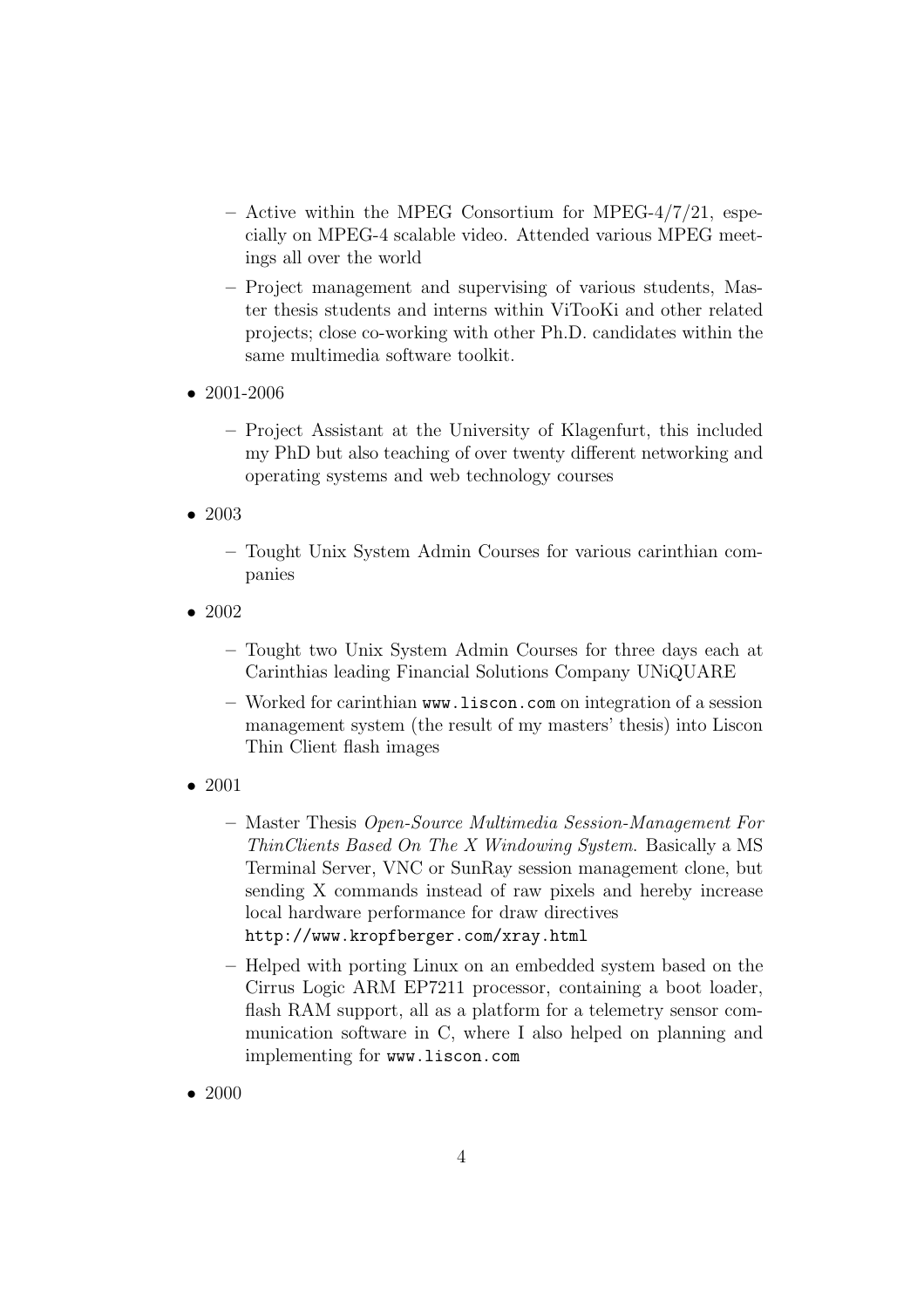- Active within the MPEG Consortium for MPEG-4/7/21, especially on MPEG-4 scalable video. Attended various MPEG meetings all over the world
  - Project management and supervising of various students, Master thesis students and interns within ViTooKi and other related projects; close co-working with other Ph.D. candidates within the same multimedia software toolkit.

- 2001-2006
  - Project Assistant at the University of Klagenfurt, this included my PhD but also teaching of over twenty different networking and operating systems and web technology courses

- 2003
  - Tought Unix System Admin Courses for various carinthian companies

- 2002
  - Tought two Unix System Admin Courses for three days each at Carinthias leading Financial Solutions Company UNiQUARE
  - Worked for carinthian `www.liscon.com` on integration of a session management system (the result of my masters' thesis) into Liscon Thin Client flash images

- 2001
  - Master Thesis *Open-Source Multimedia Session-Management For ThinClients Based On The X Windowing System*. Basically a MS Terminal Server, VNC or SunRay session management clone, but sending X commands instead of raw pixels and hereby increase local hardware performance for draw directives `http://www.kropfberger.com/xray.html`
  - Helped with porting Linux on an embedded system based on the Cirrus Logic ARM EP7211 processor, containing a boot loader, flash RAM support, all as a platform for a telemetry sensor communication software in C, where I also helped on planning and implementing for `www.liscon.com`

- 2000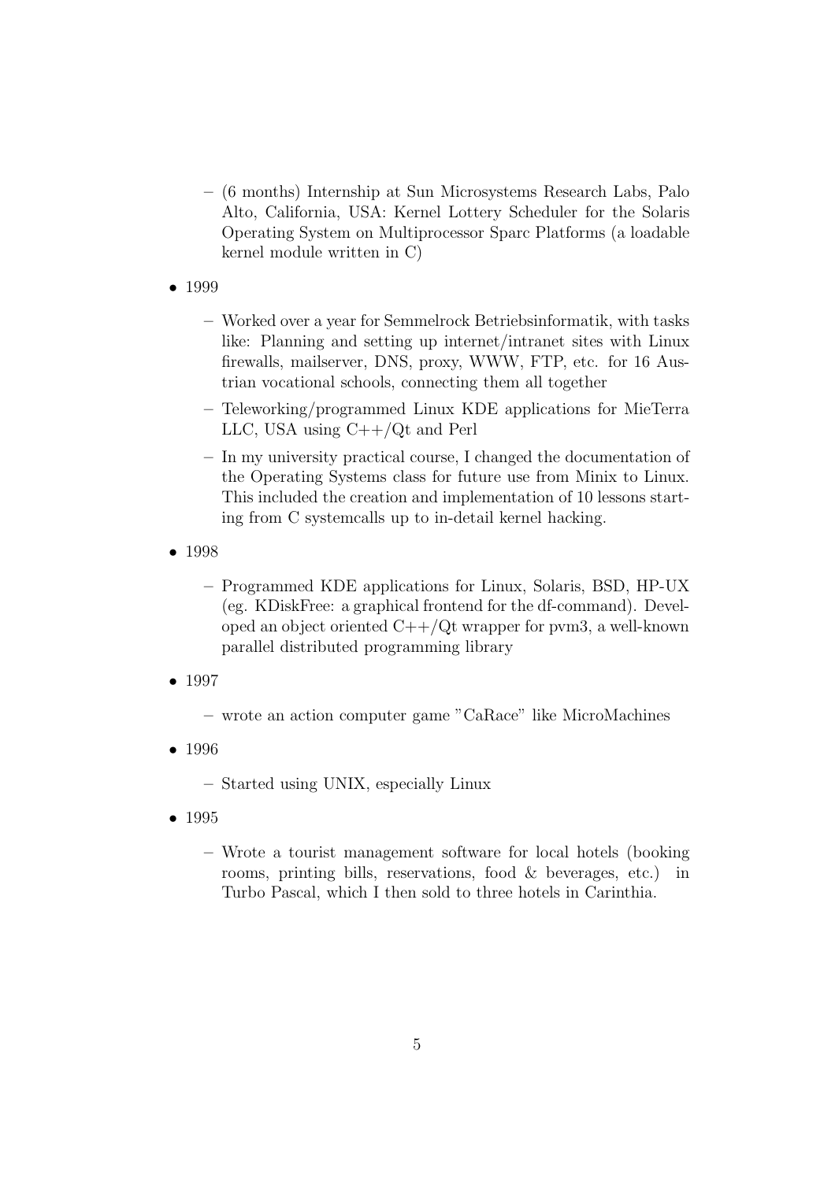- (6 months) Internship at Sun Microsystems Research Labs, Palo Alto, California, USA: Kernel Lottery Scheduler for the Solaris Operating System on Multiprocessor Sparc Platforms (a loadable kernel module written in C)

- 1999
  - Worked over a year for Semmelrock Betriebsinformatik, with tasks like: Planning and setting up internet/intranet sites with Linux firewalls, mailserver, DNS, proxy, WWW, FTP, etc. for 16 Austrian vocational schools, connecting them all together
  - Teleworking/programmed Linux KDE applications for MieTerra LLC, USA using C++/Qt and Perl
  - In my university practical course, I changed the documentation of the Operating Systems class for future use from Minix to Linux. This included the creation and implementation of 10 lessons starting from C systemcalls up to in-detail kernel hacking.

- 1998
  - Programmed KDE applications for Linux, Solaris, BSD, HP-UX (eg. KDiskFree: a graphical frontend for the df-command). Developed an object oriented C++/Qt wrapper for pvm3, a well-known parallel distributed programming library

- 1997
  - wrote an action computer game "CaRace" like MicroMachines

- 1996
  - Started using UNIX, especially Linux

- 1995
  - Wrote a tourist management software for local hotels (booking rooms, printing bills, reservations, food & beverages, etc.) in Turbo Pascal, which I then sold to three hotels in Carinthia.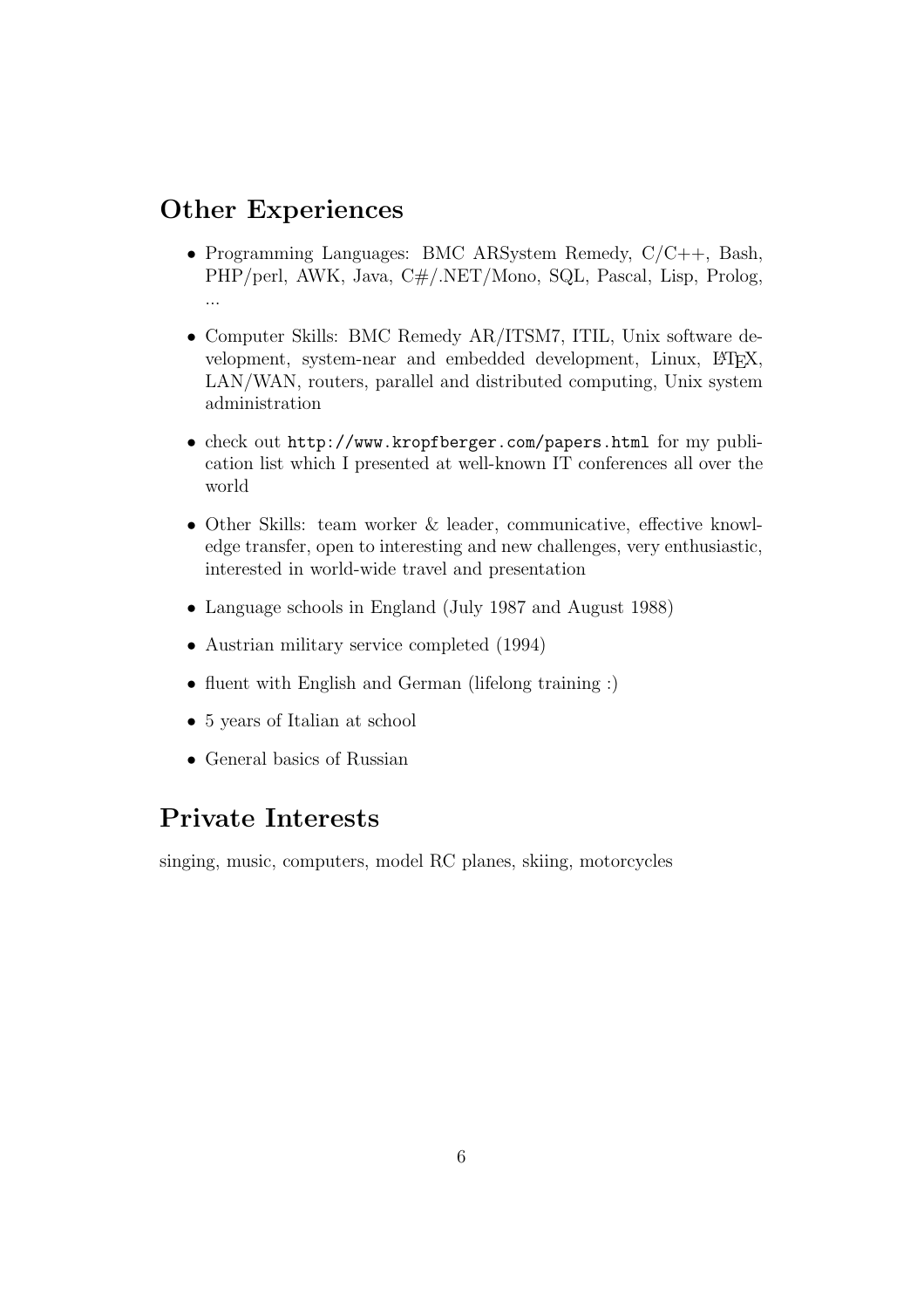## Other Experiences

- Programming Languages: BMC ARSystem Remedy, C/C++, Bash, PHP/perl, AWK, Java, C#/.NET/Mono, SQL, Pascal, Lisp, Prolog, ...
- Computer Skills: BMC Remedy AR/ITSM7, ITIL, Unix software development, system-near and embedded development, Linux, LaTeX, LAN/WAN, routers, parallel and distributed computing, Unix system administration
- check out `http://www.kropfberger.com/papers.html` for my publication list which I presented at well-known IT conferences all over the world
- Other Skills: team worker & leader, communicative, effective knowledge transfer, open to interesting and new challenges, very enthusiastic, interested in world-wide travel and presentation
- Language schools in England (July 1987 and August 1988)
- Austrian military service completed (1994)
- fluent with English and German (lifelong training :)
- 5 years of Italian at school
- General basics of Russian

## Private Interests

singing, music, computers, model RC planes, skiing, motorcycles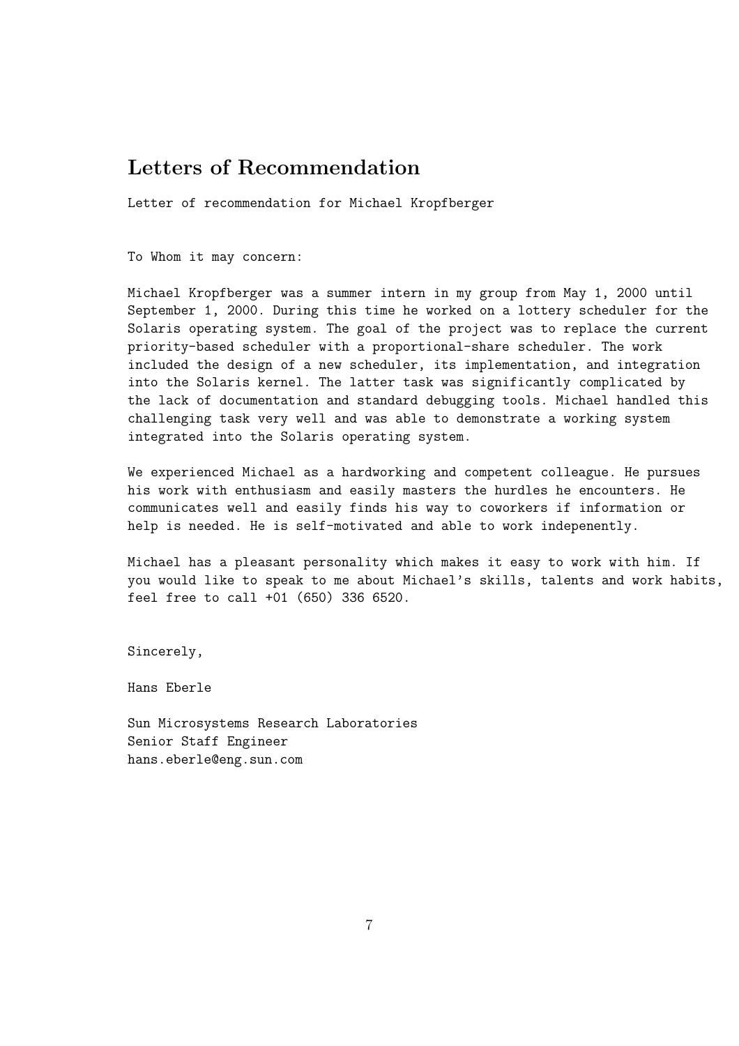# Letters of Recommendation

Letter of recommendation for Michael Kropfberger

To Whom it may concern:

Michael Kropfberger was a summer intern in my group from May 1, 2000 until September 1, 2000. During this time he worked on a lottery scheduler for the Solaris operating system. The goal of the project was to replace the current priority-based scheduler with a proportional-share scheduler. The work included the design of a new scheduler, its implementation, and integration into the Solaris kernel. The latter task was significantly complicated by the lack of documentation and standard debugging tools. Michael handled this challenging task very well and was able to demonstrate a working system integrated into the Solaris operating system.

We experienced Michael as a hardworking and competent colleague. He pursues his work with enthusiasm and easily masters the hurdles he encounters. He communicates well and easily finds his way to coworkers if information or help is needed. He is self-motivated and able to work indepenently.

Michael has a pleasant personality which makes it easy to work with him. If you would like to speak to me about Michael's skills, talents and work habits, feel free to call +01 (650) 336 6520.

Sincerely,

Hans Eberle

Sun Microsystems Research Laboratories
Senior Staff Engineer
hans.eberle@eng.sun.com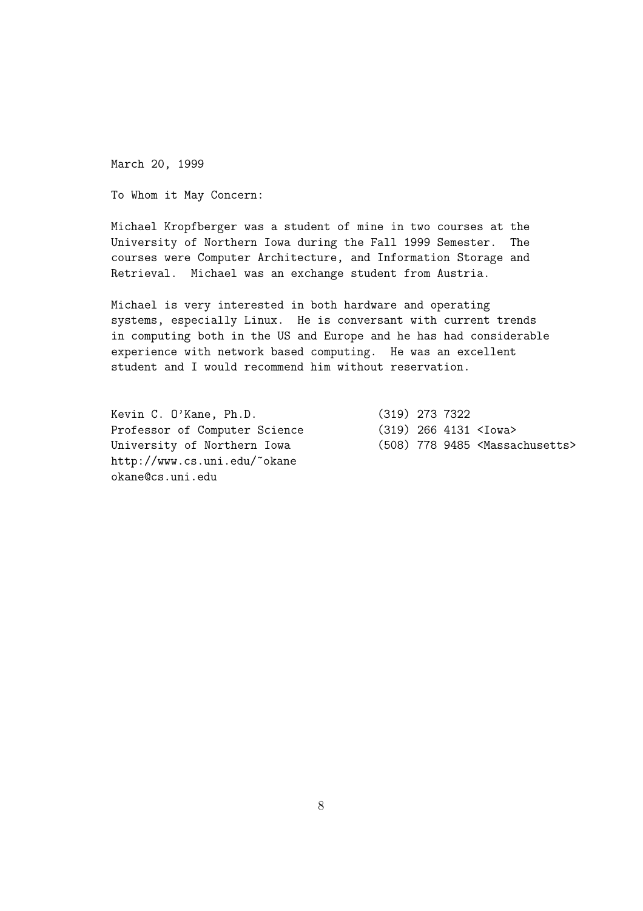March 20, 1999

To Whom it May Concern:

Michael Kropfberger was a student of mine in two courses at the University of Northern Iowa during the Fall 1999 Semester. The courses were Computer Architecture, and Information Storage and Retrieval. Michael was an exchange student from Austria.

Michael is very interested in both hardware and operating systems, especially Linux. He is conversant with current trends in computing both in the US and Europe and he has had considerable experience with network based computing. He was an excellent student and I would recommend him without reservation.

Kevin C. O'Kane, Ph.D.
Professor of Computer Science
University of Northern Iowa
http://www.cs.uni.edu/~okane
okane@cs.uni.edu

(319) 273 7322
(319) 266 4131 <Iowa>
(508) 778 9485 <Massachusetts>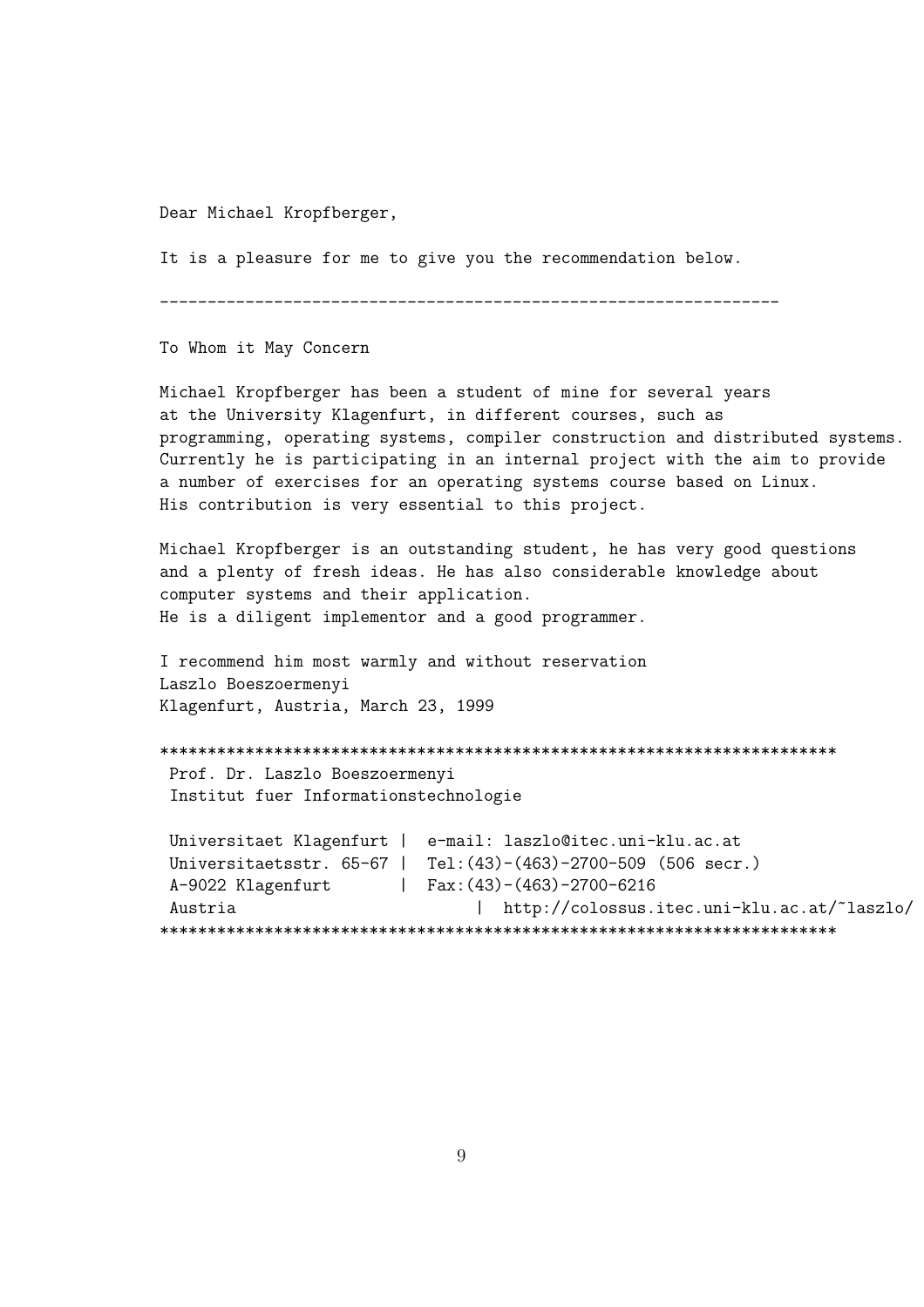Dear Michael Kropfberger,

It is a pleasure for me to give you the recommendation below.

-----------------------------------------------------------------

To Whom it May Concern

Michael Kropfberger has been a student of mine for several years at the University Klagenfurt, in different courses, such as programming, operating systems, compiler construction and distributed systems. Currently he is participating in an internal project with the aim to provide a number of exercises for an operating systems course based on Linux. His contribution is very essential to this project.

Michael Kropfberger is an outstanding student, he has very good questions and a plenty of fresh ideas. He has also considerable knowledge about computer systems and their application.
He is a diligent implementor and a good programmer.

I recommend him most warmly and without reservation
Laszlo Boeszoermenyi
Klagenfurt, Austria, March 23, 1999

```
**********************************************************************
 Prof. Dr. Laszlo Boeszoermenyi
 Institut fuer Informationstechnologie

 Universitaet Klagenfurt |  e-mail: laszlo@itec.uni-klu.ac.at
 Universitaetsstr. 65-67 |  Tel:(43)-(463)-2700-509 (506 secr.)
 A-9022 Klagenfurt       |  Fax:(43)-(463)-2700-6216
 Austria                        | http://colossus.itec.uni-klu.ac.at/~laszlo/
**********************************************************************
```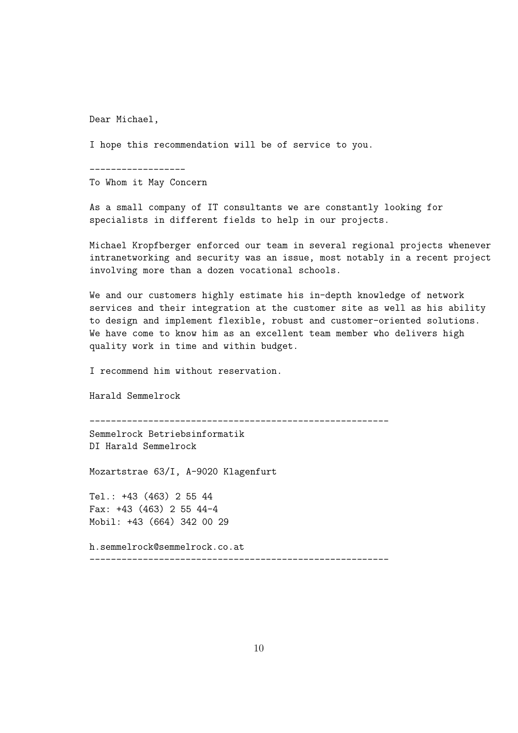Dear Michael,

I hope this recommendation will be of service to you.

------------------

To Whom it May Concern

As a small company of IT consultants we are constantly looking for specialists in different fields to help in our projects.

Michael Kropfberger enforced our team in several regional projects whenever intranetworking and security was an issue, most notably in a recent project involving more than a dozen vocational schools.

We and our customers highly estimate his in-depth knowledge of network services and their integration at the customer site as well as his ability to design and implement flexible, robust and customer-oriented solutions. We have come to know him as an excellent team member who delivers high quality work in time and within budget.

I recommend him without reservation.

Harald Semmelrock

--------------------------------------------------------

Semmelrock Betriebsinformatik
DI Harald Semmelrock

Mozartstrae 63/I, A-9020 Klagenfurt

Tel.: +43 (463) 2 55 44
Fax: +43 (463) 2 55 44-4
Mobil: +43 (664) 342 00 29

h.semmelrock@semmelrock.co.at

--------------------------------------------------------